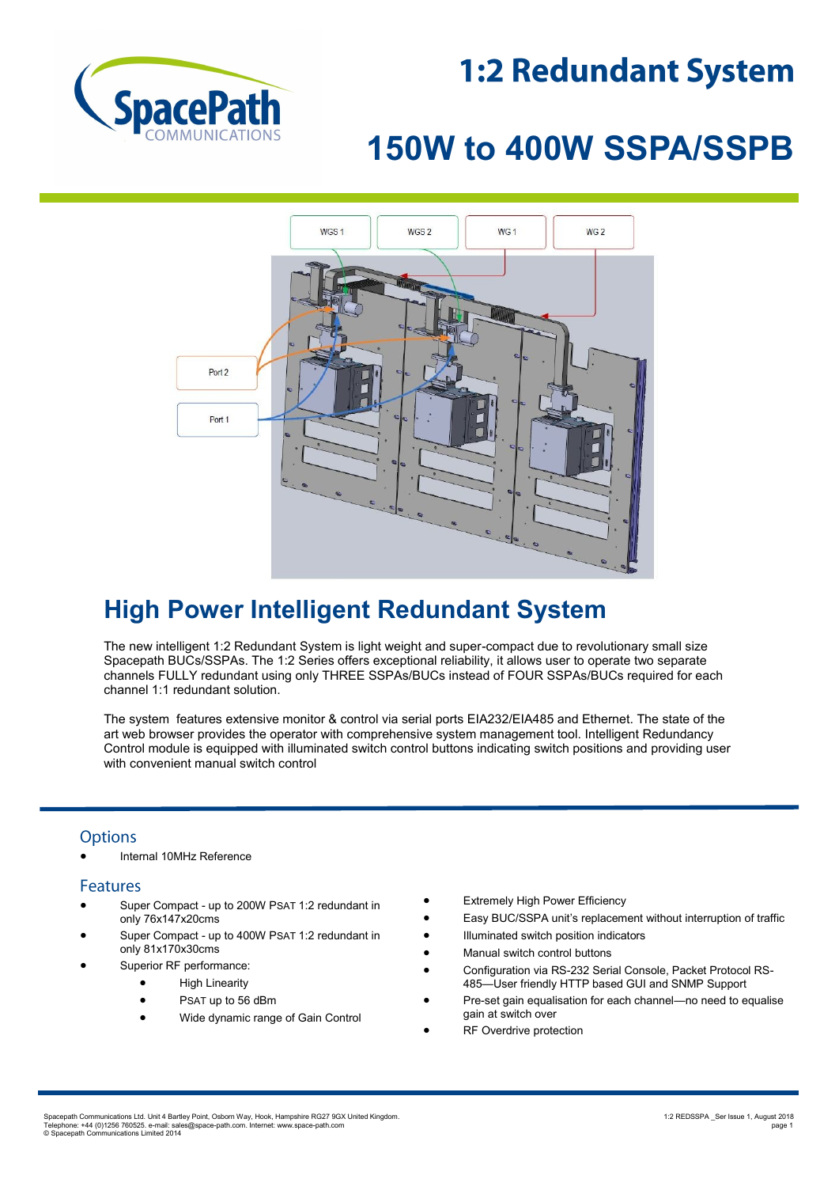# 1:2 Redundant System

# 150W to 400W SSPA/SSPB

## High Power Intelligent Redundant System

The new intelligent 1:2 Redundant System is light weight and super-compact due to revolutionary small size Spacepath BUCs/SSPAs. The 1:2 Series offers exceptional reliability, it allows user to operate two separate channels FULLY redundant using only THREE SSPAs/BUCs instead of FOUR SSPAs/BUCs required for each channel 1:1 redundant solution.

The system features extensive monitor & control via serial ports EIA232/EIA485 and Ethernet. The state of the art web browser provides the operator with comprehensive system management tool. Intelligent Redundancy Control module is equipped with illuminated switch control buttons indicating switch positions and providing user with convenient manual switch control

### Options

- Internal 10MHz Reference

### Features

- Super Compact - up to 200W PSAT 1:2 redundant in only 76x147x20cms
- Super Compact - up to 400W PSAT 1:2 redundant in only 81x170x30cms
- Superior RF performance:
  - High Linearity
  - PSAT up to 56 dBm
  - Wide dynamic range of Gain Control
- Extremely High Power Efficiency
- Easy BUC/SSPA unit's replacement without interruption of traffic
- Illuminated switch position indicators
- Manual switch control buttons
- Configuration via RS-232 Serial Console, Packet Protocol RS-485—User friendly HTTP based GUI and SNMP Support
- Pre-set gain equalisation for each channel—no need to equalise gain at switch over
- RF Overdrive protection

Spacepath Communications Ltd. Unit 4 Bartley Point, Osborn Way, Hook, Hampshire RG27 9GX United Kingdom.
Telephone: +44 (0)1256 760525. e-mail: sales@space-path.com. Internet: www.space-path.com
© Spacepath Communications Limited 2014

1:2 REDSSPA _Ser Issue 1, August 2018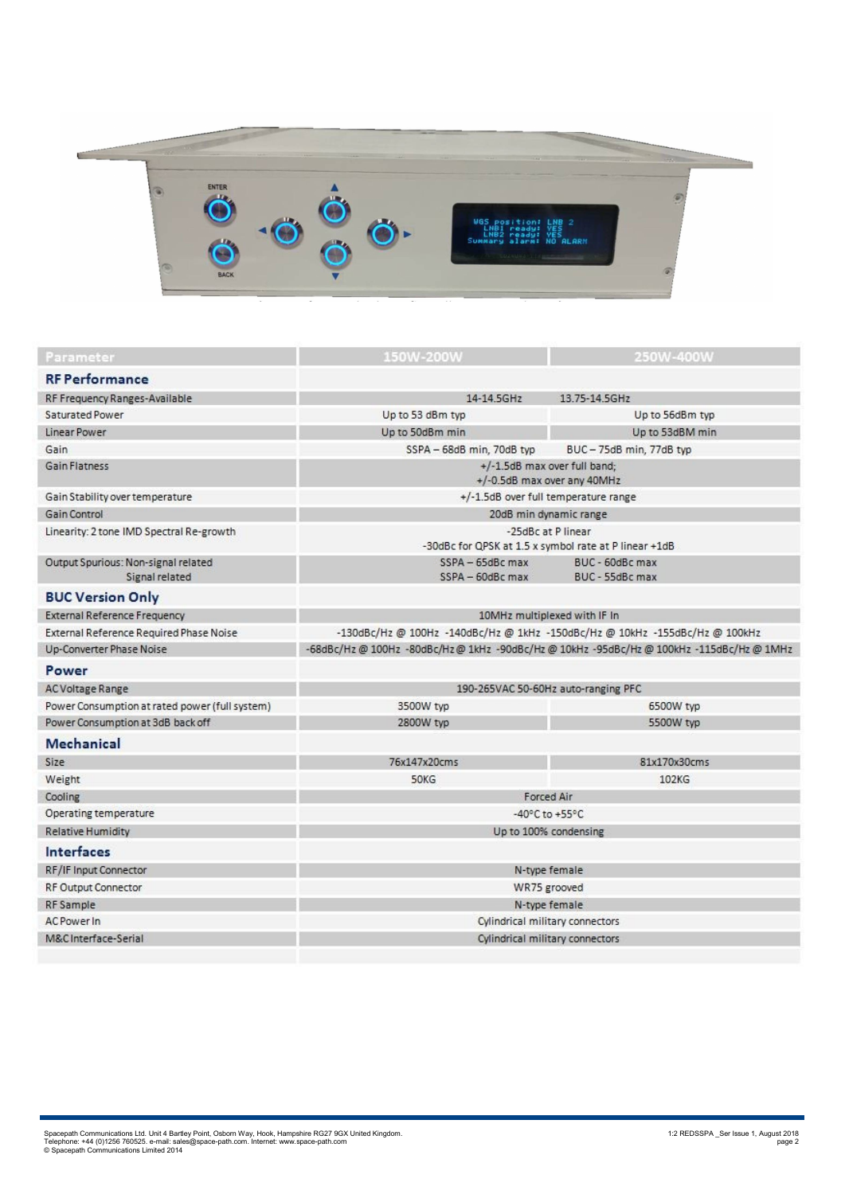| Parameter | 150W-200W | 250W-400W |
|---|---|---|
| **RF Performance** | | |
| RF Frequency Ranges-Available | 14-14.5GHz 13.75-14.5GHz | |
| Saturated Power | Up to 53 dBm typ | Up to 56dBm typ |
| Linear Power | Up to 50dBm min | Up to 53dBM min |
| Gain | SSPA – 68dB min, 70dB typ BUC – 75dB min, 77dB typ | |
| Gain Flatness | +/-1.5dB max over full band; +/-0.5dB max over any 40MHz | |
| Gain Stability over temperature | +/-1.5dB over full temperature range | |
| Gain Control | 20dB min dynamic range | |
| Linearity: 2 tone IMD Spectral Re-growth | -25dBc at P linear<br>-30dBc for QPSK at 1.5 x symbol rate at P linear +1dB | |
| Output Spurious: Non-signal related<br>Signal related | SSPA – 65dBc max BUC - 60dBc max<br>SSPA – 60dBc max BUC - 55dBc max | |
| **BUC Version Only** | | |
| External Reference Frequency | 10MHz multiplexed with IF In | |
| External Reference Required Phase Noise | -130dBc/Hz @ 100Hz -140dBc/Hz @ 1kHz -150dBc/Hz @ 10kHz -155dBc/Hz @ 100kHz | |
| Up-Converter Phase Noise | -68dBc/Hz @ 100Hz -80dBc/Hz @ 1kHz -90dBc/Hz @ 10kHz -95dBc/Hz @ 100kHz -115dBc/Hz @ 1MHz | |
| **Power** | | |
| AC Voltage Range | 190-265VAC 50-60Hz auto-ranging PFC | |
| Power Consumption at rated power (full system) | 3500W typ | 6500W typ |
| Power Consumption at 3dB back off | 2800W typ | 5500W typ |
| **Mechanical** | | |
| Size | 76x147x20cms | 81x170x30cms |
| Weight | 50KG | 102KG |
| Cooling | Forced Air | |
| Operating temperature | -40°C to +55°C | |
| Relative Humidity | Up to 100% condensing | |
| **Interfaces** | | |
| RF/IF Input Connector | N-type female | |
| RF Output Connector | WR75 grooved | |
| RF Sample | N-type female | |
| AC Power In | Cylindrical military connectors | |
| M&C Interface-Serial | Cylindrical military connectors | |

Spacepath Communications Ltd. Unit 4 Bartley Point, Osborn Way, Hook, Hampshire RG27 9GX United Kingdom.
Telephone: +44 (0)1256 760525. e-mail: sales@space-path.com. Internet: www.space-path.com
© Spacepath Communications Limited 2014

1:2 REDSSPA _Ser Issue 1, August 2018